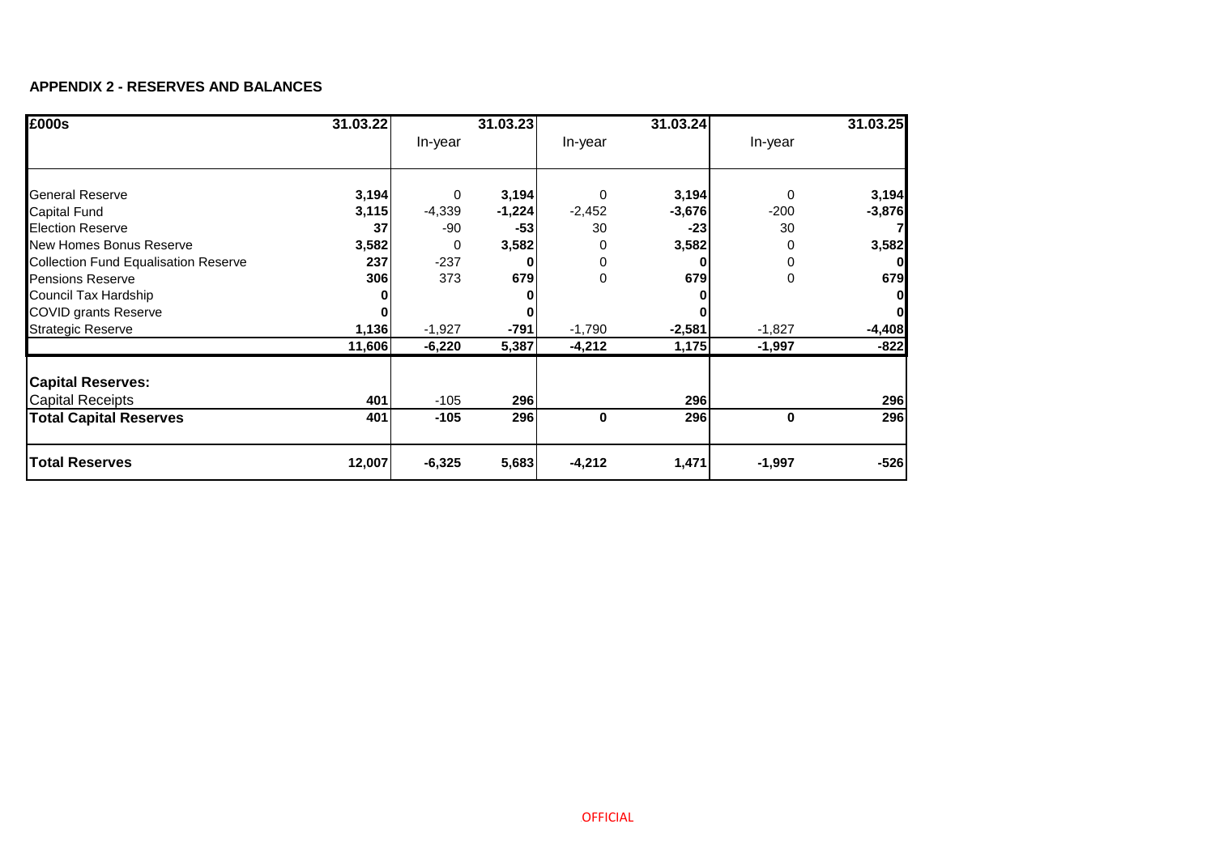**APPENDIX 2 - RESERVES AND BALANCES**

| £000s | 31.03.22 | In-year | 31.03.23 | In-year | 31.03.24 | In-year | 31.03.25 |
|---|---|---|---|---|---|---|---|
| General Reserve | **3,194** | 0 | **3,194** | 0 | **3,194** | 0 | **3,194** |
| Capital Fund | **3,115** | -4,339 | **-1,224** | -2,452 | **-3,676** | -200 | **-3,876** |
| Election Reserve | **37** | -90 | **-53** | 30 | **-23** | 30 | **7** |
| New Homes Bonus Reserve | **3,582** | 0 | **3,582** | 0 | **3,582** | 0 | **3,582** |
| Collection Fund Equalisation Reserve | **237** | -237 | **0** | 0 | **0** | 0 | **0** |
| Pensions Reserve | **306** | 373 | **679** | 0 | **679** | 0 | **679** |
| Council Tax Hardship | **0** | | **0** | | **0** | | **0** |
| COVID grants Reserve | **0** | | **0** | | **0** | | **0** |
| Strategic Reserve | **1,136** | -1,927 | **-791** | -1,790 | **-2,581** | -1,827 | **-4,408** |
| | **11,606** | **-6,220** | **5,387** | **-4,212** | **1,175** | **-1,997** | **-822** |
| **Capital Reserves:** | | | | | | | |
| Capital Receipts | **401** | -105 | **296** | | **296** | | **296** |
| **Total Capital Reserves** | **401** | **-105** | **296** | **0** | **296** | **0** | **296** |
| **Total Reserves** | **12,007** | **-6,325** | **5,683** | **-4,212** | **1,471** | **-1,997** | **-526** |

OFFICIAL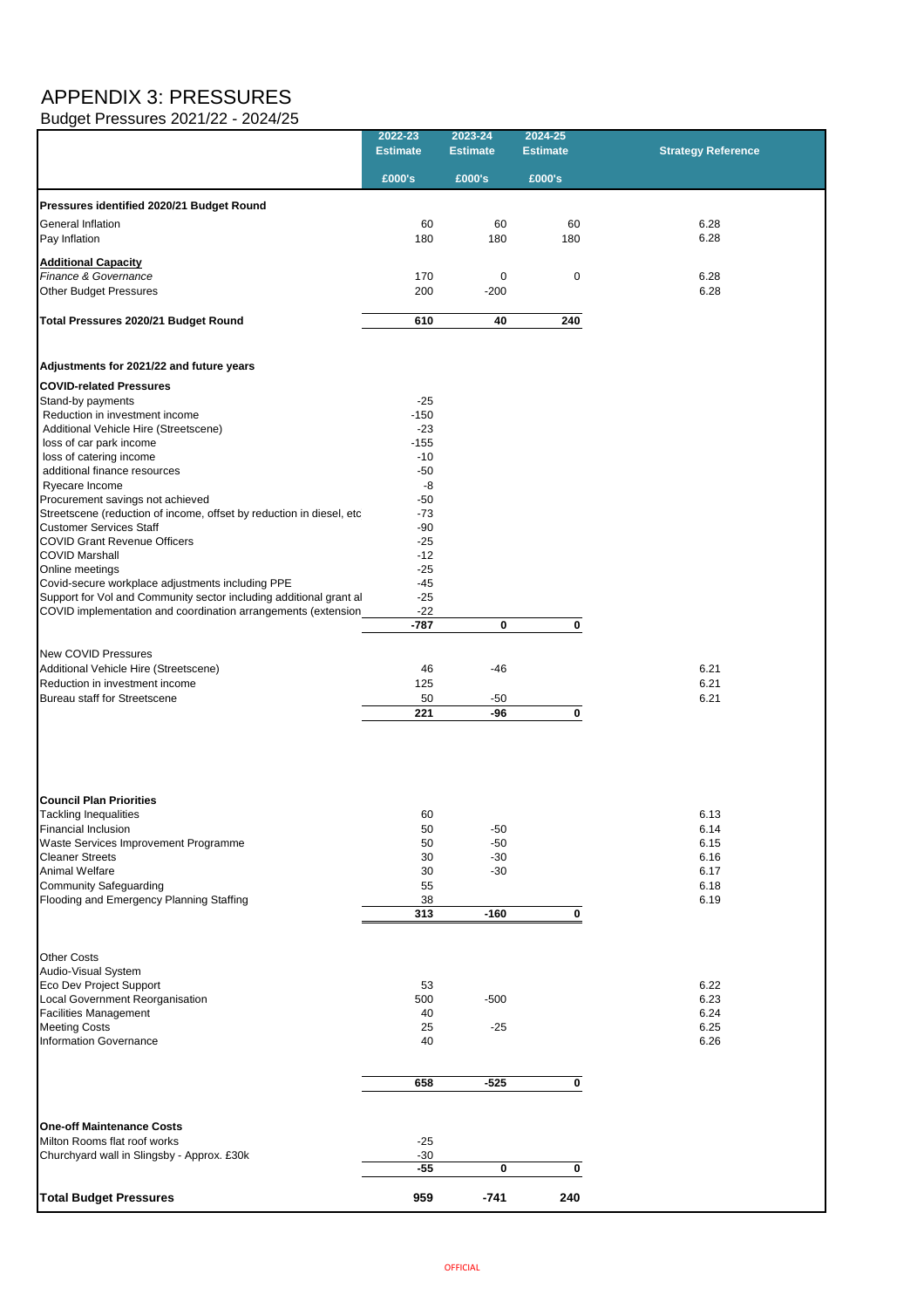# APPENDIX 3: PRESSURES

Budget Pressures 2021/22 - 2024/25

| | 2022-23 Estimate £000's | 2023-24 Estimate £000's | 2024-25 Estimate £000's | Strategy Reference |
|---|---|---|---|---|
| **Pressures identified 2020/21 Budget Round** | | | | |
| General Inflation | 60 | 60 | 60 | 6.28 |
| Pay Inflation | 180 | 180 | 180 | 6.28 |
| **Additional Capacity** | | | | |
| *Finance & Governance* | 170 | 0 | 0 | 6.28 |
| Other Budget Pressures | 200 | -200 | | 6.28 |
| **Total Pressures 2020/21 Budget Round** | **610** | **40** | **240** | |
| **Adjustments for 2021/22 and future years** | | | | |
| **COVID-related Pressures** | | | | |
| Stand-by payments | -25 | | | |
| Reduction in investment income | -150 | | | |
| Additional Vehicle Hire (Streetscene) | -23 | | | |
| loss of car park income | -155 | | | |
| loss of catering income | -10 | | | |
| additional finance resources | -50 | | | |
| Ryecare Income | -8 | | | |
| Procurement savings not achieved | -50 | | | |
| Streetscene (reduction of income, offset by reduction in diesel, etc | -73 | | | |
| Customer Services Staff | -90 | | | |
| COVID Grant Revenue Officers | -25 | | | |
| COVID Marshall | -12 | | | |
| Online meetings | -25 | | | |
| Covid-secure workplace adjustments including PPE | -45 | | | |
| Support for Vol and Community sector including additional grant al | -25 | | | |
| COVID implementation and coordination arrangements (extension | -22 | | | |
| | **-787** | **0** | **0** | |
| New COVID Pressures | | | | |
| Additional Vehicle Hire (Streetscene) | 46 | -46 | | 6.21 |
| Reduction in investment income | 125 | | | 6.21 |
| Bureau staff for Streetscene | 50 | -50 | | 6.21 |
| | **221** | **-96** | **0** | |
| **Council Plan Priorities** | | | | |
| Tackling Inequalities | 60 | | | 6.13 |
| Financial Inclusion | 50 | -50 | | 6.14 |
| Waste Services Improvement Programme | 50 | -50 | | 6.15 |
| Cleaner Streets | 30 | -30 | | 6.16 |
| Animal Welfare | 30 | -30 | | 6.17 |
| Community Safeguarding | 55 | | | 6.18 |
| Flooding and Emergency Planning Staffing | 38 | | | 6.19 |
| | **313** | **-160** | **0** | |
| Other Costs | | | | |
| Audio-Visual System | | | | |
| Eco Dev Project Support | 53 | | | 6.22 |
| Local Government Reorganisation | 500 | -500 | | 6.23 |
| Facilities Management | 40 | | | 6.24 |
| Meeting Costs | 25 | -25 | | 6.25 |
| Information Governance | 40 | | | 6.26 |
| | **658** | **-525** | **0** | |
| **One-off Maintenance Costs** | | | | |
| Milton Rooms flat roof works | -25 | | | |
| Churchyard wall in Slingsby - Approx. £30k | -30 | | | |
| | **-55** | **0** | **0** | |
| **Total Budget Pressures** | **959** | **-741** | **240** | |

OFFICIAL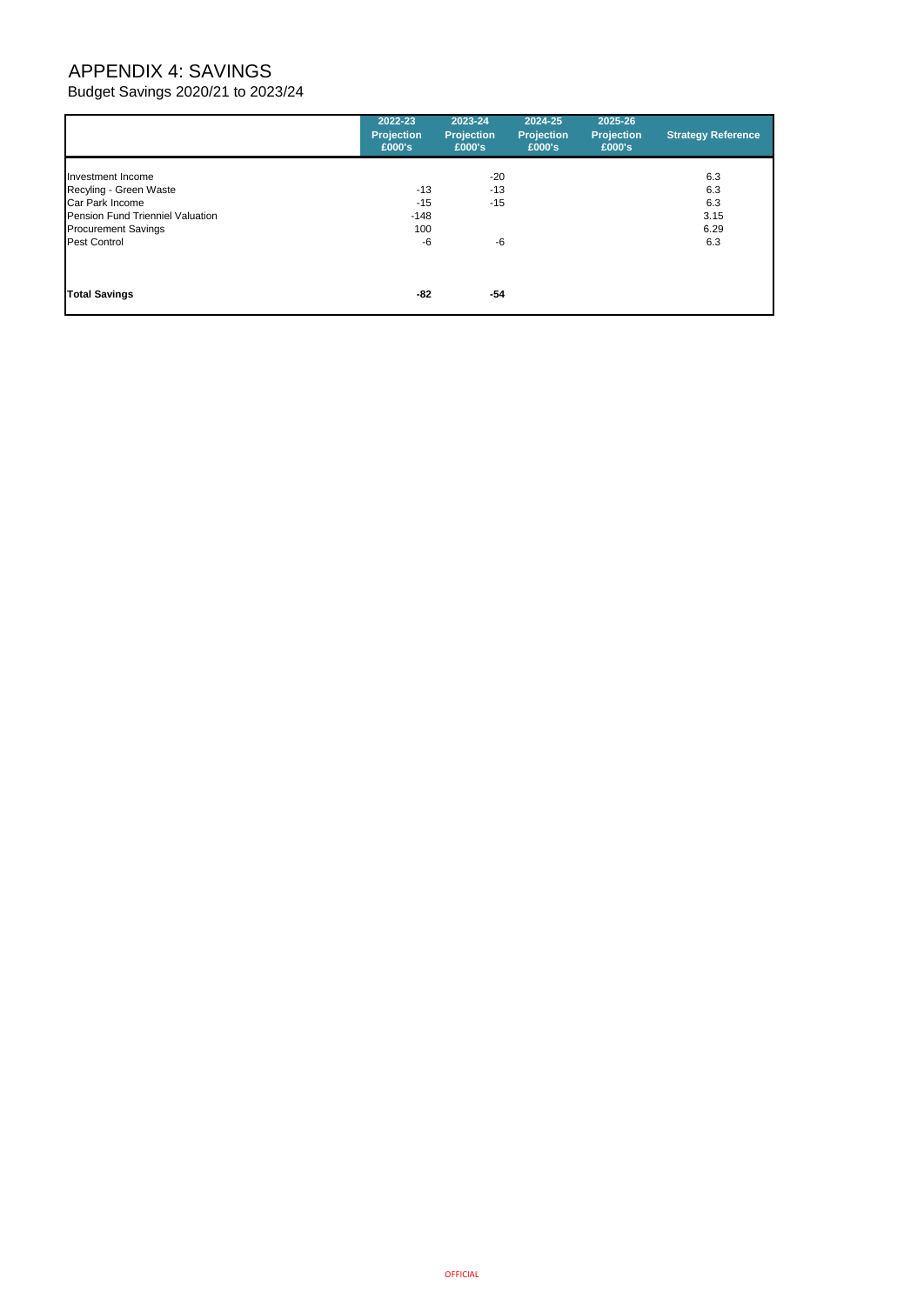# APPENDIX 4: SAVINGS

Budget Savings 2020/21 to 2023/24

| | 2022-23 Projection £000's | 2023-24 Projection £000's | 2024-25 Projection £000's | 2025-26 Projection £000's | Strategy Reference |
|---|---|---|---|---|---|
| Investment Income | | -20 | | | 6.3 |
| Recyling - Green Waste | -13 | -13 | | | 6.3 |
| Car Park Income | -15 | -15 | | | 6.3 |
| Pension Fund Trienniel Valuation | -148 | | | | 3.15 |
| Procurement Savings | 100 | | | | 6.29 |
| Pest Control | -6 | -6 | | | 6.3 |
| **Total Savings** | **-82** | **-54** | | | |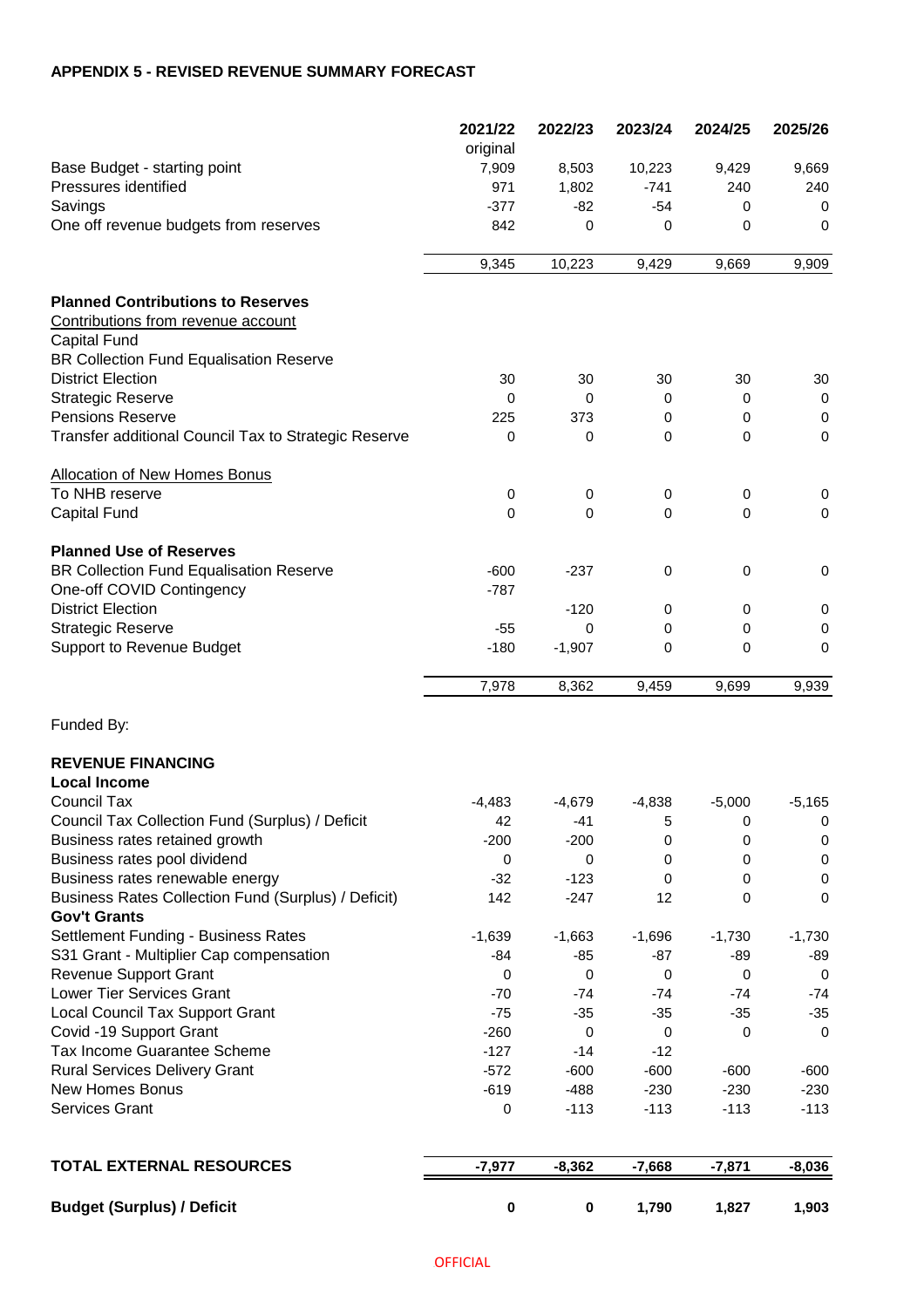**APPENDIX 5 - REVISED REVENUE SUMMARY FORECAST**

| | 2021/22 original | 2022/23 | 2023/24 | 2024/25 | 2025/26 |
|---|---|---|---|---|---|
| Base Budget - starting point | 7,909 | 8,503 | 10,223 | 9,429 | 9,669 |
| Pressures identified | 971 | 1,802 | -741 | 240 | 240 |
| Savings | -377 | -82 | -54 | 0 | 0 |
| One off revenue budgets from reserves | 842 | 0 | 0 | 0 | 0 |
| | 9,345 | 10,223 | 9,429 | 9,669 | 9,909 |
| **Planned Contributions to Reserves** | | | | | |
| Contributions from revenue account | | | | | |
| Capital Fund | | | | | |
| BR Collection Fund Equalisation Reserve | | | | | |
| District Election | 30 | 30 | 30 | 30 | 30 |
| Strategic Reserve | 0 | 0 | 0 | 0 | 0 |
| Pensions Reserve | 225 | 373 | 0 | 0 | 0 |
| Transfer additional Council Tax to Strategic Reserve | 0 | 0 | 0 | 0 | 0 |
| Allocation of New Homes Bonus | | | | | |
| To NHB reserve | 0 | 0 | 0 | 0 | 0 |
| Capital Fund | 0 | 0 | 0 | 0 | 0 |
| **Planned Use of Reserves** | | | | | |
| BR Collection Fund Equalisation Reserve | -600 | -237 | 0 | 0 | 0 |
| One-off COVID Contingency | -787 | | | | |
| District Election | | -120 | 0 | 0 | 0 |
| Strategic Reserve | -55 | 0 | 0 | 0 | 0 |
| Support to Revenue Budget | -180 | -1,907 | 0 | 0 | 0 |
| | 7,978 | 8,362 | 9,459 | 9,699 | 9,939 |
| Funded By: | | | | | |
| **REVENUE FINANCING** | | | | | |
| **Local Income** | | | | | |
| Council Tax | -4,483 | -4,679 | -4,838 | -5,000 | -5,165 |
| Council Tax Collection Fund (Surplus) / Deficit | 42 | -41 | 5 | 0 | 0 |
| Business rates retained growth | -200 | -200 | 0 | 0 | 0 |
| Business rates pool dividend | 0 | 0 | 0 | 0 | 0 |
| Business rates renewable energy | -32 | -123 | 0 | 0 | 0 |
| Business Rates Collection Fund (Surplus) / Deficit) | 142 | -247 | 12 | 0 | 0 |
| **Gov't Grants** | | | | | |
| Settlement Funding - Business Rates | -1,639 | -1,663 | -1,696 | -1,730 | -1,730 |
| S31 Grant - Multiplier Cap compensation | -84 | -85 | -87 | -89 | -89 |
| Revenue Support Grant | 0 | 0 | 0 | 0 | 0 |
| Lower Tier Services Grant | -70 | -74 | -74 | -74 | -74 |
| Local Council Tax Support Grant | -75 | -35 | -35 | -35 | -35 |
| Covid -19 Support Grant | -260 | 0 | 0 | 0 | 0 |
| Tax Income Guarantee Scheme | -127 | -14 | -12 | | |
| Rural Services Delivery Grant | -572 | -600 | -600 | -600 | -600 |
| New Homes Bonus | -619 | -488 | -230 | -230 | -230 |
| Services Grant | 0 | -113 | -113 | -113 | -113 |
| **TOTAL EXTERNAL RESOURCES** | **-7,977** | **-8,362** | **-7,668** | **-7,871** | **-8,036** |
| **Budget (Surplus) / Deficit** | **0** | **0** | **1,790** | **1,827** | **1,903** |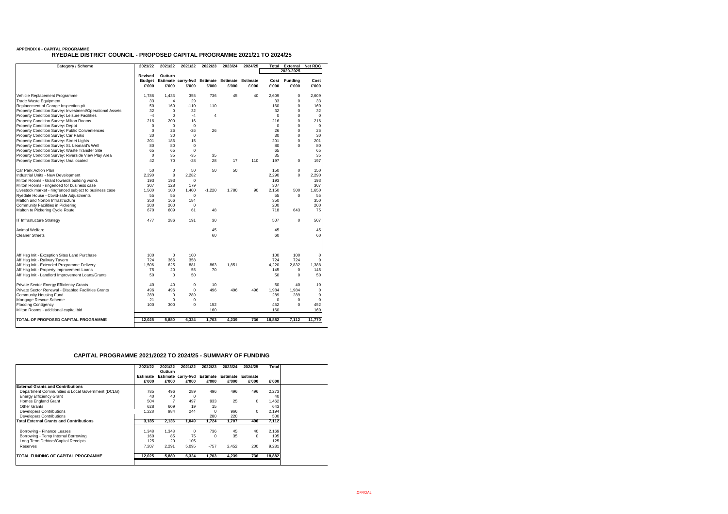**APPENDIX 6 - CAPITAL PROGRAMME**

## RYEDALE DISTRICT COUNCIL - PROPOSED CAPITAL PROGRAMME 2021/21 TO 2024/25

| Category / Scheme | 2021/22 | 2021/22 | 2021/22 | 2022/23 | 2023/24 | 2024/25 | Total | External | Net RDC |
|---|---|---|---|---|---|---|---|---|---|
| | | | | | | | 2020-2025 | | |
| | Revised Budget £'000 | Outturn Estimate £'000 | carry-fwd £'000 | Estimate £'000 | Estimate £'000 | Estimate £'000 | Cost £'000 | Funding £'000 | Cost £'000 |
| Vehicle Replacement Programme | 1,788 | 1,433 | 355 | 736 | 45 | 40 | 2,609 | 0 | 2,609 |
| Trade Waste Equipment | 33 | 4 | 29 | | | | 33 | 0 | 33 |
| Replacement of Garage Inspection pit | 50 | 160 | -110 | 110 | | | 160 | 0 | 160 |
| Property Condition Survey: Investment/Operational Assets | 32 | 0 | 32 | | | | 32 | 0 | 32 |
| Property Condition Survey: Leisure Facilities | -4 | 0 | -4 | 4 | | | 0 | 0 | 0 |
| Property Condition Survey: Milton Rooms | 216 | 200 | 16 | | | | 216 | 0 | 216 |
| Property Condition Survey: Depot | 0 | 0 | 0 | | | | 0 | 0 | 0 |
| Property Condition Survey: Public Conveniences | 0 | 26 | -26 | 26 | | | 26 | 0 | 26 |
| Property Condition Survey: Car Parks | 30 | 30 | 0 | | | | 30 | 0 | 30 |
| Property Condition Survey: Street Lights | 201 | 186 | 15 | | | | 201 | 0 | 201 |
| Property Condition Survey: St. Leonard's Well | 80 | 80 | 0 | | | | 80 | 0 | 80 |
| Property Condition Survey: Waste Transfer Site | 65 | 65 | 0 | | | | 65 | | 65 |
| Property Condition Survey: Riverside View Play Area | 0 | 35 | -35 | 35 | | | 35 | | 35 |
| Property Condition Survey: Unallocated | 42 | 70 | -28 | 28 | 17 | 110 | 197 | 0 | 197 |
| Car Park Action Plan | 50 | 0 | 50 | 50 | 50 | | 150 | 0 | 150 |
| Industrial Units - New Development | 2,290 | 8 | 2,282 | | | | 2,290 | 0 | 2,290 |
| Milton Rooms - Grant towards building works | 193 | 193 | 0 | | | | 193 | | 193 |
| Milton Rooms - ringenced for business case | 307 | 128 | 179 | | | | 307 | | 307 |
| Livestock market - ringfenced subject to business case | 1,500 | 100 | 1,400 | -1,220 | 1,780 | 90 | 2,150 | 500 | 1,650 |
| Ryedale House - Covid-safe Adjustments | 55 | 55 | 0 | | | | 55 | 0 | 55 |
| Malton and Norton Infrastructure | 350 | 166 | 184 | | | | 350 | | 350 |
| Community Facilities in Pickering | 200 | 200 | 0 | | | | 200 | | 200 |
| Malton to Pickering Cycle Route | 670 | 609 | 61 | 48 | | | 718 | 643 | 75 |
| IT Infrastucture Strategy | 477 | 286 | 191 | 30 | | | 507 | 0 | 507 |
| Animal Welfare | | | | 45 | | | 45 | | 45 |
| Cleaner Streets | | | | 60 | | | 60 | | 60 |
| Aff Hsg Init - Exception Sites Land Purchase | 100 | 0 | 100 | | | | 100 | 100 | 0 |
| Aff Hsg Init - Railway Tavern | 724 | 366 | 358 | | | | 724 | 724 | 0 |
| Aff Hsg Init - Extended Programme Delivery | 1,506 | 625 | 881 | 863 | 1,851 | | 4,220 | 2,832 | 1,388 |
| Aff Hsg Init - Property Improvement Loans | 75 | 20 | 55 | 70 | | | 145 | 0 | 145 |
| Aff Hsg Init - Landlord Improvement Loans/Grants | 50 | 0 | 50 | | | | 50 | 0 | 50 |
| Private Sector Energy Efficiency Grants | 40 | 40 | 0 | 10 | | | 50 | 40 | 10 |
| Private Sector Renewal - Disabled Facilities Grants | 496 | 496 | 0 | 496 | 496 | 496 | 1,984 | 1,984 | 0 |
| Community Housing Fund | 289 | 0 | 289 | | | | 289 | 289 | 0 |
| Mortgage Rescue Scheme | 21 | 0 | 0 | | | | 0 | 0 | 0 |
| Flooding Contigency | 100 | 300 | 0 | 152 | | | 452 | 0 | 452 |
| Milton Rooms - additional capital bid | | | | 160 | | | 160 | | 160 |
| **TOTAL OF PROPOSED CAPITAL PROGRAMME** | **12,025** | **5,880** | **6,324** | **1,703** | **4,239** | **736** | **18,882** | **7,112** | **11,770** |

## CAPITAL PROGRAMME 2021/2022 TO 2024/25 - SUMMARY OF FUNDING

| | 2021/22 | 2021/22 | 2021/22 | 2022/23 | 2023/24 | 2024/25 | Total |
|---|---|---|---|---|---|---|---|
| | Estimate £'000 | Outturn Estimate £'000 | carry-fwd £'000 | Estimate £'000 | Estimate £'000 | Estimate £'000 | £'000 |
| **External Grants and Contributions** | | | | | | | |
| Department Communities & Local Government (DCLG) | 785 | 496 | 289 | 496 | 496 | 496 | 2,273 |
| Energy Efficiency Grant | 40 | 40 | 0 | | | | 40 |
| Homes England Grant | 504 | 7 | 497 | 933 | 25 | 0 | 1,462 |
| Other Grants | 628 | 609 | 19 | 15 | | | 643 |
| Developers Contributions | 1,228 | 984 | 244 | 0 | 966 | 0 | 2,194 |
| Developers Contributions | | | | 280 | 220 | | 500 |
| **Total External Grants and Contributions** | **3,185** | **2,136** | **1,049** | **1,724** | **1,707** | **496** | **7,112** |
| Borrowing - Finance Leases | 1,348 | 1,348 | 0 | 736 | 45 | 40 | 2,169 |
| Borrowing - Temp Internal Borrowing | 160 | 85 | 75 | 0 | 35 | 0 | 195 |
| Long Term Debtors/Capital Receipts | 125 | 20 | 105 | | | | 125 |
| Reserves | 7,207 | 2,291 | 5,095 | -757 | 2,452 | 200 | 9,281 |
| **TOTAL FUNDING OF CAPITAL PROGRAMME** | **12,025** | **5,880** | **6,324** | **1,703** | **4,239** | **736** | **18,882** |

OFFICIAL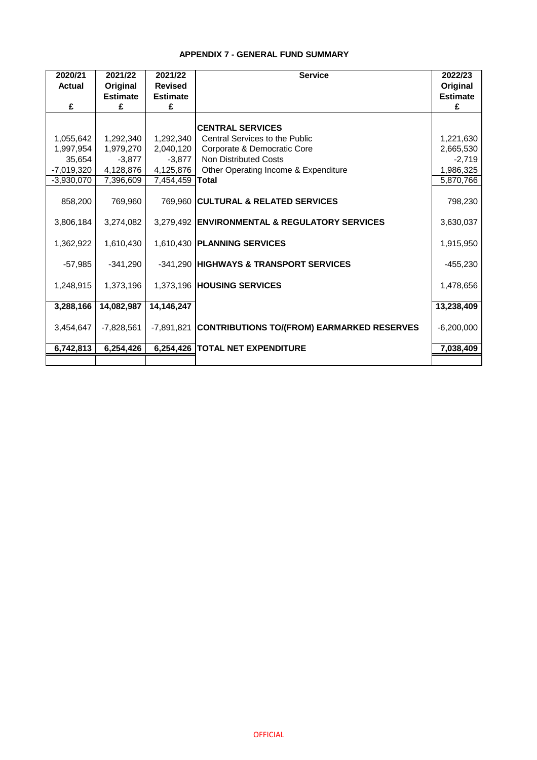## APPENDIX 7 - GENERAL FUND SUMMARY

| 2020/21 Actual £ | 2021/22 Original Estimate £ | 2021/22 Revised Estimate £ | Service | 2022/23 Original Estimate £ |
|---|---|---|---|---|
| | | | **CENTRAL SERVICES** | |
| 1,055,642 | 1,292,340 | 1,292,340 | Central Services to the Public | 1,221,630 |
| 1,997,954 | 1,979,270 | 2,040,120 | Corporate & Democratic Core | 2,665,530 |
| 35,654 | -3,877 | -3,877 | Non Distributed Costs | -2,719 |
| -7,019,320 | 4,128,876 | 4,125,876 | Other Operating Income & Expenditure | 1,986,325 |
| -3,930,070 | 7,396,609 | 7,454,459 | **Total** | 5,870,766 |
| 858,200 | 769,960 | 769,960 | **CULTURAL & RELATED SERVICES** | 798,230 |
| 3,806,184 | 3,274,082 | 3,279,492 | **ENVIRONMENTAL & REGULATORY SERVICES** | 3,630,037 |
| 1,362,922 | 1,610,430 | 1,610,430 | **PLANNING SERVICES** | 1,915,950 |
| -57,985 | -341,290 | -341,290 | **HIGHWAYS & TRANSPORT SERVICES** | -455,230 |
| 1,248,915 | 1,373,196 | 1,373,196 | **HOUSING SERVICES** | 1,478,656 |
| **3,288,166** | **14,082,987** | **14,146,247** | | **13,238,409** |
| 3,454,647 | -7,828,561 | -7,891,821 | **CONTRIBUTIONS TO/(FROM) EARMARKED RESERVES** | -6,200,000 |
| **6,742,813** | **6,254,426** | **6,254,426** | **TOTAL NET EXPENDITURE** | **7,038,409** |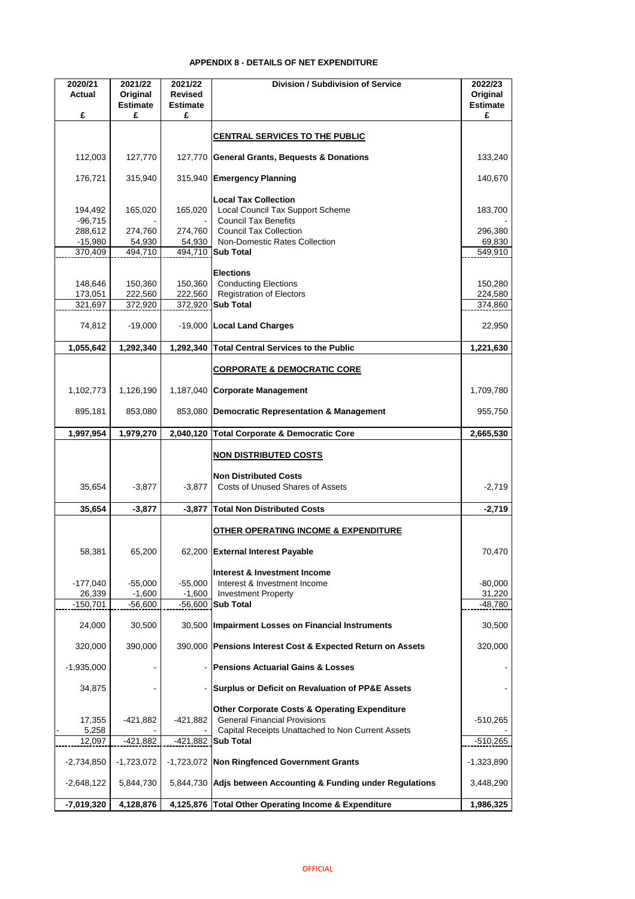# APPENDIX 8 - DETAILS OF NET EXPENDITURE

| 2020/21 Actual £ | 2021/22 Original Estimate £ | 2021/22 Revised Estimate £ | Division / Subdivision of Service | 2022/23 Original Estimate £ |
|---|---|---|---|---|
| | | | **CENTRAL SERVICES TO THE PUBLIC** | |
| 112,003 | 127,770 | 127,770 | **General Grants, Bequests & Donations** | 133,240 |
| 176,721 | 315,940 | 315,940 | **Emergency Planning** | 140,670 |
| | | | **Local Tax Collection** | |
| 194,492 | 165,020 | 165,020 | Local Council Tax Support Scheme | 183,700 |
| -96,715 | - | - | Council Tax Benefits | - |
| 288,612 | 274,760 | 274,760 | Council Tax Collection | 296,380 |
| -15,980 | 54,930 | 54,930 | Non-Domestic Rates Collection | 69,830 |
| 370,409 | 494,710 | 494,710 | **Sub Total** | 549,910 |
| | | | **Elections** | |
| 148,646 | 150,360 | 150,360 | Conducting Elections | 150,280 |
| 173,051 | 222,560 | 222,560 | Registration of Electors | 224,580 |
| 321,697 | 372,920 | 372,920 | **Sub Total** | 374,860 |
| 74,812 | -19,000 | -19,000 | **Local Land Charges** | 22,950 |
| **1,055,642** | **1,292,340** | **1,292,340** | **Total Central Services to the Public** | **1,221,630** |
| | | | **CORPORATE & DEMOCRATIC CORE** | |
| 1,102,773 | 1,126,190 | 1,187,040 | **Corporate Management** | 1,709,780 |
| 895,181 | 853,080 | 853,080 | **Democratic Representation & Management** | 955,750 |
| **1,997,954** | **1,979,270** | **2,040,120** | **Total Corporate & Democratic Core** | **2,665,530** |
| | | | **NON DISTRIBUTED COSTS** | |
| | | | **Non Distributed Costs** | |
| 35,654 | -3,877 | -3,877 | Costs of Unused Shares of Assets | -2,719 |
| **35,654** | **-3,877** | **-3,877** | **Total Non Distributed Costs** | **-2,719** |
| | | | **OTHER OPERATING INCOME & EXPENDITURE** | |
| 58,381 | 65,200 | 62,200 | **External Interest Payable** | 70,470 |
| | | | **Interest & Investment Income** | |
| -177,040 | -55,000 | -55,000 | Interest & Investment Income | -80,000 |
| 26,339 | -1,600 | -1,600 | Investment Property | 31,220 |
| -150,701 | -56,600 | -56,600 | **Sub Total** | -48,780 |
| 24,000 | 30,500 | 30,500 | **Impairment Losses on Financial Instruments** | 30,500 |
| 320,000 | 390,000 | 390,000 | **Pensions Interest Cost & Expected Return on Assets** | 320,000 |
| -1,935,000 | - | - | **Pensions Actuarial Gains & Losses** | - |
| 34,875 | - | - | **Surplus or Deficit on Revaluation of PP&E Assets** | - |
| | | | **Other Corporate Costs & Operating Expenditure** | |
| 17,355 | -421,882 | -421,882 | General Financial Provisions | -510,265 |
| - 5,258 | - | - | Capital Receipts Unattached to Non Current Assets | - |
| 12,097 | -421,882 | -421,882 | **Sub Total** | -510,265 |
| -2,734,850 | -1,723,072 | -1,723,072 | **Non Ringfenced Government Grants** | -1,323,890 |
| -2,648,122 | 5,844,730 | 5,844,730 | **Adjs between Accounting & Funding under Regulations** | 3,448,290 |
| **-7,019,320** | **4,128,876** | **4,125,876** | **Total Other Operating Income & Expenditure** | **1,986,325** |

OFFICIAL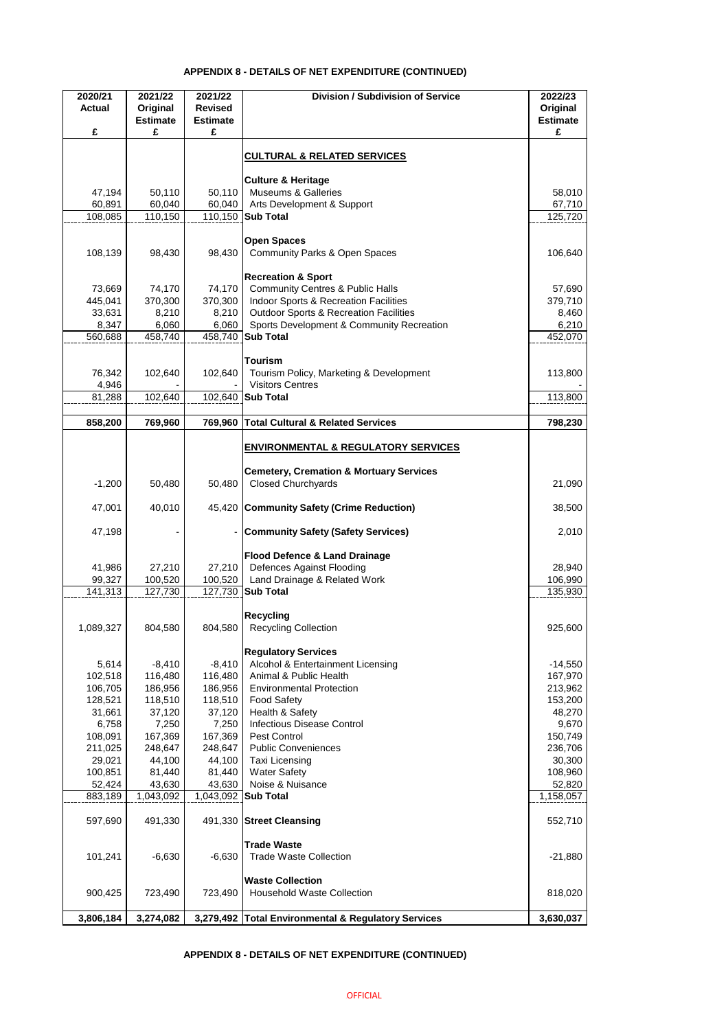## APPENDIX 8 - DETAILS OF NET EXPENDITURE (CONTINUED)

| 2020/21 Actual £ | 2021/22 Original Estimate £ | 2021/22 Revised Estimate £ | Division / Subdivision of Service | 2022/23 Original Estimate £ |
|---|---|---|---|---|
| | | | **CULTURAL & RELATED SERVICES** | |
| | | | **Culture & Heritage** | |
| 47,194 | 50,110 | 50,110 | Museums & Galleries | 58,010 |
| 60,891 | 60,040 | 60,040 | Arts Development & Support | 67,710 |
| 108,085 | 110,150 | 110,150 | **Sub Total** | 125,720 |
| | | | **Open Spaces** | |
| 108,139 | 98,430 | 98,430 | Community Parks & Open Spaces | 106,640 |
| | | | **Recreation & Sport** | |
| 73,669 | 74,170 | 74,170 | Community Centres & Public Halls | 57,690 |
| 445,041 | 370,300 | 370,300 | Indoor Sports & Recreation Facilities | 379,710 |
| 33,631 | 8,210 | 8,210 | Outdoor Sports & Recreation Facilities | 8,460 |
| 8,347 | 6,060 | 6,060 | Sports Development & Community Recreation | 6,210 |
| 560,688 | 458,740 | 458,740 | **Sub Total** | 452,070 |
| | | | **Tourism** | |
| 76,342 | 102,640 | 102,640 | Tourism Policy, Marketing & Development | 113,800 |
| 4,946 | - | - | Visitors Centres | - |
| 81,288 | 102,640 | 102,640 | **Sub Total** | 113,800 |
| **858,200** | **769,960** | **769,960** | **Total Cultural & Related Services** | **798,230** |
| | | | **ENVIRONMENTAL & REGULATORY SERVICES** | |
| | | | **Cemetery, Cremation & Mortuary Services** | |
| -1,200 | 50,480 | 50,480 | Closed Churchyards | 21,090 |
| 47,001 | 40,010 | 45,420 | **Community Safety (Crime Reduction)** | 38,500 |
| 47,198 | - | - | **Community Safety (Safety Services)** | 2,010 |
| | | | **Flood Defence & Land Drainage** | |
| 41,986 | 27,210 | 27,210 | Defences Against Flooding | 28,940 |
| 99,327 | 100,520 | 100,520 | Land Drainage & Related Work | 106,990 |
| 141,313 | 127,730 | 127,730 | **Sub Total** | 135,930 |
| | | | **Recycling** | |
| 1,089,327 | 804,580 | 804,580 | Recycling Collection | 925,600 |
| | | | **Regulatory Services** | |
| 5,614 | -8,410 | -8,410 | Alcohol & Entertainment Licensing | -14,550 |
| 102,518 | 116,480 | 116,480 | Animal & Public Health | 167,970 |
| 106,705 | 186,956 | 186,956 | Environmental Protection | 213,962 |
| 128,521 | 118,510 | 118,510 | Food Safety | 153,200 |
| 31,661 | 37,120 | 37,120 | Health & Safety | 48,270 |
| 6,758 | 7,250 | 7,250 | Infectious Disease Control | 9,670 |
| 108,091 | 167,369 | 167,369 | Pest Control | 150,749 |
| 211,025 | 248,647 | 248,647 | Public Conveniences | 236,706 |
| 29,021 | 44,100 | 44,100 | Taxi Licensing | 30,300 |
| 100,851 | 81,440 | 81,440 | Water Safety | 108,960 |
| 52,424 | 43,630 | 43,630 | Noise & Nuisance | 52,820 |
| 883,189 | 1,043,092 | 1,043,092 | **Sub Total** | 1,158,057 |
| 597,690 | 491,330 | 491,330 | **Street Cleansing** | 552,710 |
| | | | **Trade Waste** | |
| 101,241 | -6,630 | -6,630 | Trade Waste Collection | -21,880 |
| | | | **Waste Collection** | |
| 900,425 | 723,490 | 723,490 | Household Waste Collection | 818,020 |
| **3,806,184** | **3,274,082** | **3,279,492** | **Total Environmental & Regulatory Services** | **3,630,037** |

**APPENDIX 8 - DETAILS OF NET EXPENDITURE (CONTINUED)**

OFFICIAL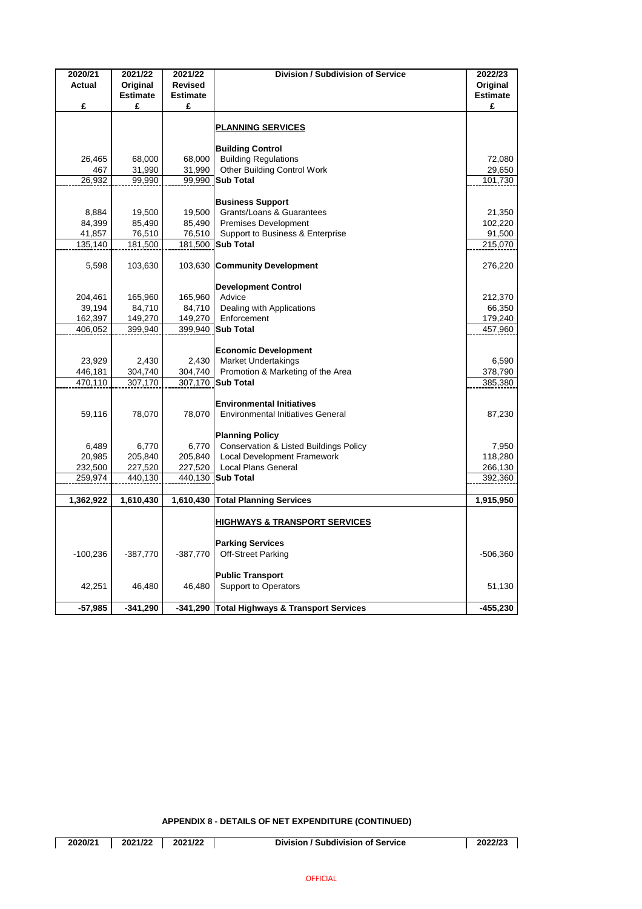| 2020/21 Actual £ | 2021/22 Original Estimate £ | 2021/22 Revised Estimate £ | Division / Subdivision of Service | 2022/23 Original Estimate £ |
|---|---|---|---|---|
| | | | **PLANNING SERVICES** | |
| | | | **Building Control** | |
| 26,465 | 68,000 | 68,000 | Building Regulations | 72,080 |
| 467 | 31,990 | 31,990 | Other Building Control Work | 29,650 |
| 26,932 | 99,990 | 99,990 | **Sub Total** | 101,730 |
| | | | **Business Support** | |
| 8,884 | 19,500 | 19,500 | Grants/Loans & Guarantees | 21,350 |
| 84,399 | 85,490 | 85,490 | Premises Development | 102,220 |
| 41,857 | 76,510 | 76,510 | Support to Business & Enterprise | 91,500 |
| 135,140 | 181,500 | 181,500 | **Sub Total** | 215,070 |
| 5,598 | 103,630 | 103,630 | **Community Development** | 276,220 |
| | | | **Development Control** | |
| 204,461 | 165,960 | 165,960 | Advice | 212,370 |
| 39,194 | 84,710 | 84,710 | Dealing with Applications | 66,350 |
| 162,397 | 149,270 | 149,270 | Enforcement | 179,240 |
| 406,052 | 399,940 | 399,940 | **Sub Total** | 457,960 |
| | | | **Economic Development** | |
| 23,929 | 2,430 | 2,430 | Market Undertakings | 6,590 |
| 446,181 | 304,740 | 304,740 | Promotion & Marketing of the Area | 378,790 |
| 470,110 | 307,170 | 307,170 | **Sub Total** | 385,380 |
| | | | **Environmental Initiatives** | |
| 59,116 | 78,070 | 78,070 | Environmental Initiatives General | 87,230 |
| | | | **Planning Policy** | |
| 6,489 | 6,770 | 6,770 | Conservation & Listed Buildings Policy | 7,950 |
| 20,985 | 205,840 | 205,840 | Local Development Framework | 118,280 |
| 232,500 | 227,520 | 227,520 | Local Plans General | 266,130 |
| 259,974 | 440,130 | 440,130 | **Sub Total** | 392,360 |
| **1,362,922** | **1,610,430** | **1,610,430** | **Total Planning Services** | **1,915,950** |
| | | | **HIGHWAYS & TRANSPORT SERVICES** | |
| | | | **Parking Services** | |
| -100,236 | -387,770 | -387,770 | Off-Street Parking | -506,360 |
| | | | **Public Transport** | |
| 42,251 | 46,480 | 46,480 | Support to Operators | 51,130 |
| **-57,985** | **-341,290** | **-341,290** | **Total Highways & Transport Services** | **-455,230** |

**APPENDIX 8 - DETAILS OF NET EXPENDITURE (CONTINUED)**

| 2020/21 | 2021/22 | 2021/22 | Division / Subdivision of Service | 2022/23 |
|---|---|---|---|---|

OFFICIAL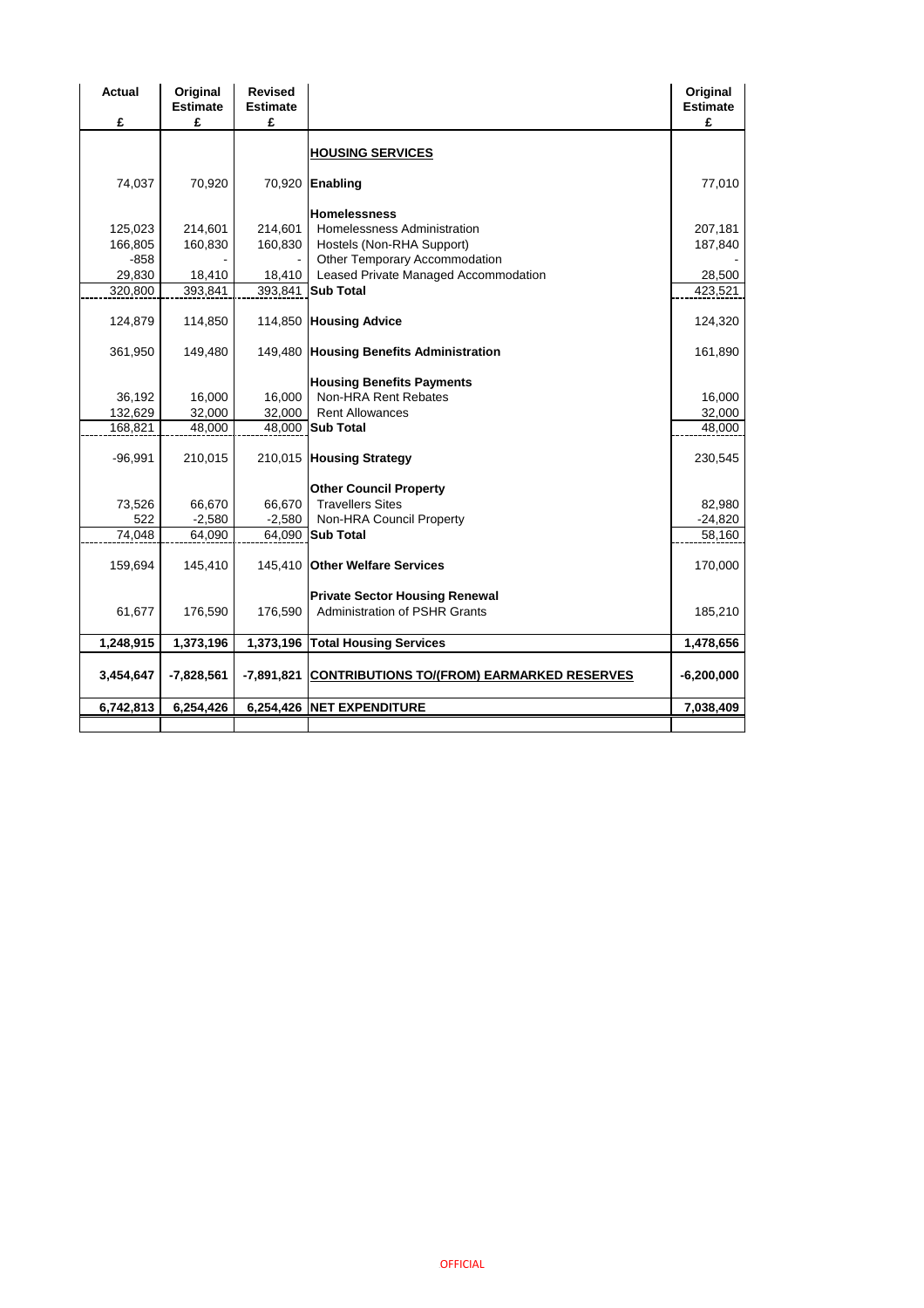| Actual £ | Original Estimate £ | Revised Estimate £ | | Original Estimate £ |
|---|---|---|---|---|
| | | | **HOUSING SERVICES** | |
| 74,037 | 70,920 | 70,920 | **Enabling** | 77,010 |
| | | | **Homelessness** | |
| 125,023 | 214,601 | 214,601 | Homelessness Administration | 207,181 |
| 166,805 | 160,830 | 160,830 | Hostels (Non-RHA Support) | 187,840 |
| -858 | - | - | Other Temporary Accommodation | - |
| 29,830 | 18,410 | 18,410 | Leased Private Managed Accommodation | 28,500 |
| 320,800 | 393,841 | 393,841 | **Sub Total** | 423,521 |
| 124,879 | 114,850 | 114,850 | **Housing Advice** | 124,320 |
| 361,950 | 149,480 | 149,480 | **Housing Benefits Administration** | 161,890 |
| | | | **Housing Benefits Payments** | |
| 36,192 | 16,000 | 16,000 | Non-HRA Rent Rebates | 16,000 |
| 132,629 | 32,000 | 32,000 | Rent Allowances | 32,000 |
| 168,821 | 48,000 | 48,000 | **Sub Total** | 48,000 |
| -96,991 | 210,015 | 210,015 | **Housing Strategy** | 230,545 |
| | | | **Other Council Property** | |
| 73,526 | 66,670 | 66,670 | Travellers Sites | 82,980 |
| 522 | -2,580 | -2,580 | Non-HRA Council Property | -24,820 |
| 74,048 | 64,090 | 64,090 | **Sub Total** | 58,160 |
| 159,694 | 145,410 | 145,410 | **Other Welfare Services** | 170,000 |
| | | | **Private Sector Housing Renewal** | |
| 61,677 | 176,590 | 176,590 | Administration of PSHR Grants | 185,210 |
| **1,248,915** | **1,373,196** | **1,373,196** | **Total Housing Services** | **1,478,656** |
| **3,454,647** | **-7,828,561** | **-7,891,821** | **CONTRIBUTIONS TO/(FROM) EARMARKED RESERVES** | **-6,200,000** |
| **6,742,813** | **6,254,426** | **6,254,426** | **NET EXPENDITURE** | **7,038,409** |

OFFICIAL